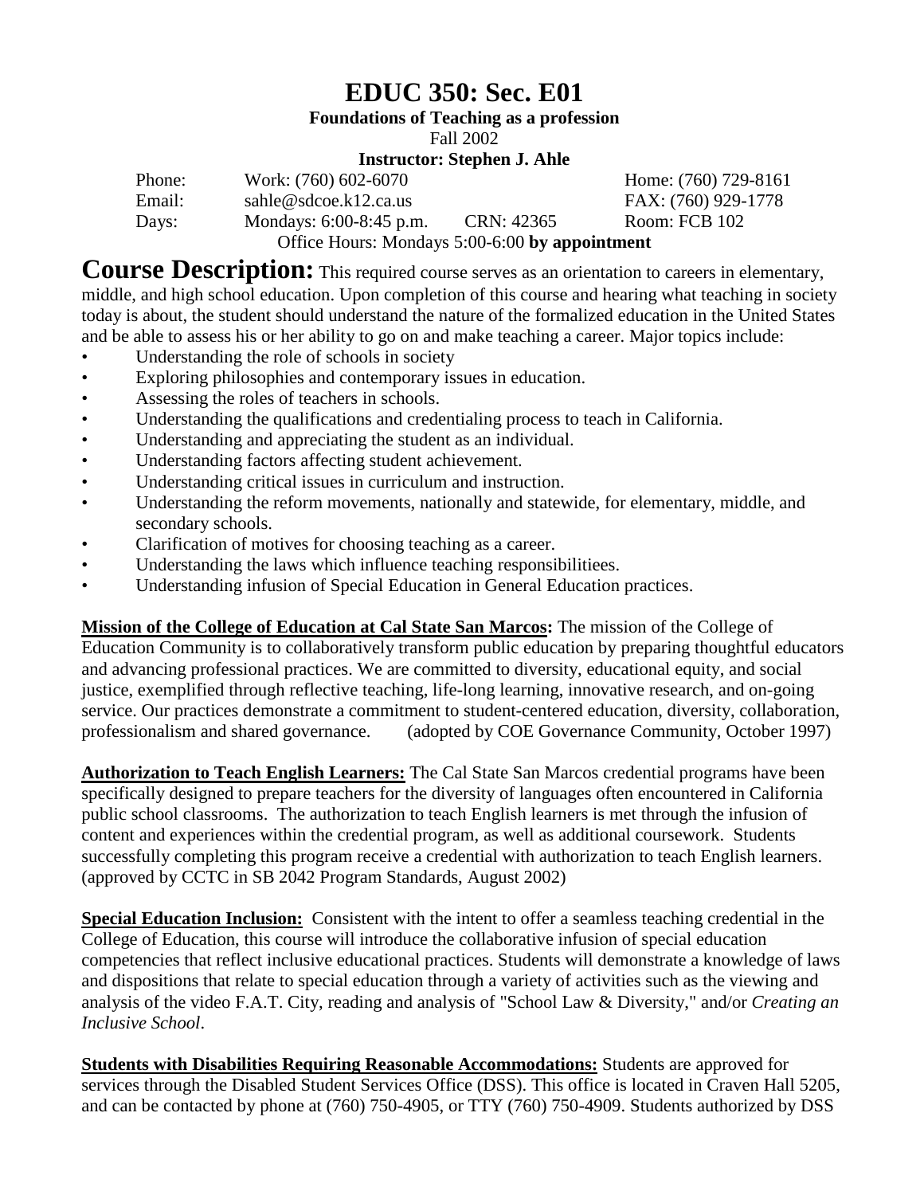# EDUC 350: Sec. E01

**Foundations of Teaching as a profession**

Fall 2002

**Instructor: Stephen J. Ahle**

| | | | |
|---|---|---|---|
| Phone: | Work: (760) 602-6070 | | Home: (760) 729-8161 |
| Email: | sahle@sdcoe.k12.ca.us | | FAX: (760) 929-1778 |
| Days: | Mondays: 6:00-8:45 p.m. | CRN: 42365 | Room: FCB 102 |

Office Hours: Mondays 5:00-6:00 **by appointment**

**Course Description:** This required course serves as an orientation to careers in elementary, middle, and high school education. Upon completion of this course and hearing what teaching in society today is about, the student should understand the nature of the formalized education in the United States and be able to assess his or her ability to go on and make teaching a career. Major topics include:

- Understanding the role of schools in society
- Exploring philosophies and contemporary issues in education.
- Assessing the roles of teachers in schools.
- Understanding the qualifications and credentialing process to teach in California.
- Understanding and appreciating the student as an individual.
- Understanding factors affecting student achievement.
- Understanding critical issues in curriculum and instruction.
- Understanding the reform movements, nationally and statewide, for elementary, middle, and secondary schools.
- Clarification of motives for choosing teaching as a career.
- Understanding the laws which influence teaching responsibilitiees.
- Understanding infusion of Special Education in General Education practices.

**Mission of the College of Education at Cal State San Marcos:** The mission of the College of Education Community is to collaboratively transform public education by preparing thoughtful educators and advancing professional practices. We are committed to diversity, educational equity, and social justice, exemplified through reflective teaching, life-long learning, innovative research, and on-going service. Our practices demonstrate a commitment to student-centered education, diversity, collaboration, professionalism and shared governance. (adopted by COE Governance Community, October 1997)

**Authorization to Teach English Learners:** The Cal State San Marcos credential programs have been specifically designed to prepare teachers for the diversity of languages often encountered in California public school classrooms. The authorization to teach English learners is met through the infusion of content and experiences within the credential program, as well as additional coursework. Students successfully completing this program receive a credential with authorization to teach English learners. (approved by CCTC in SB 2042 Program Standards, August 2002)

**Special Education Inclusion:** Consistent with the intent to offer a seamless teaching credential in the College of Education, this course will introduce the collaborative infusion of special education competencies that reflect inclusive educational practices. Students will demonstrate a knowledge of laws and dispositions that relate to special education through a variety of activities such as the viewing and analysis of the video F.A.T. City, reading and analysis of "School Law & Diversity," and/or *Creating an Inclusive School*.

**Students with Disabilities Requiring Reasonable Accommodations:** Students are approved for services through the Disabled Student Services Office (DSS). This office is located in Craven Hall 5205, and can be contacted by phone at (760) 750-4905, or TTY (760) 750-4909. Students authorized by DSS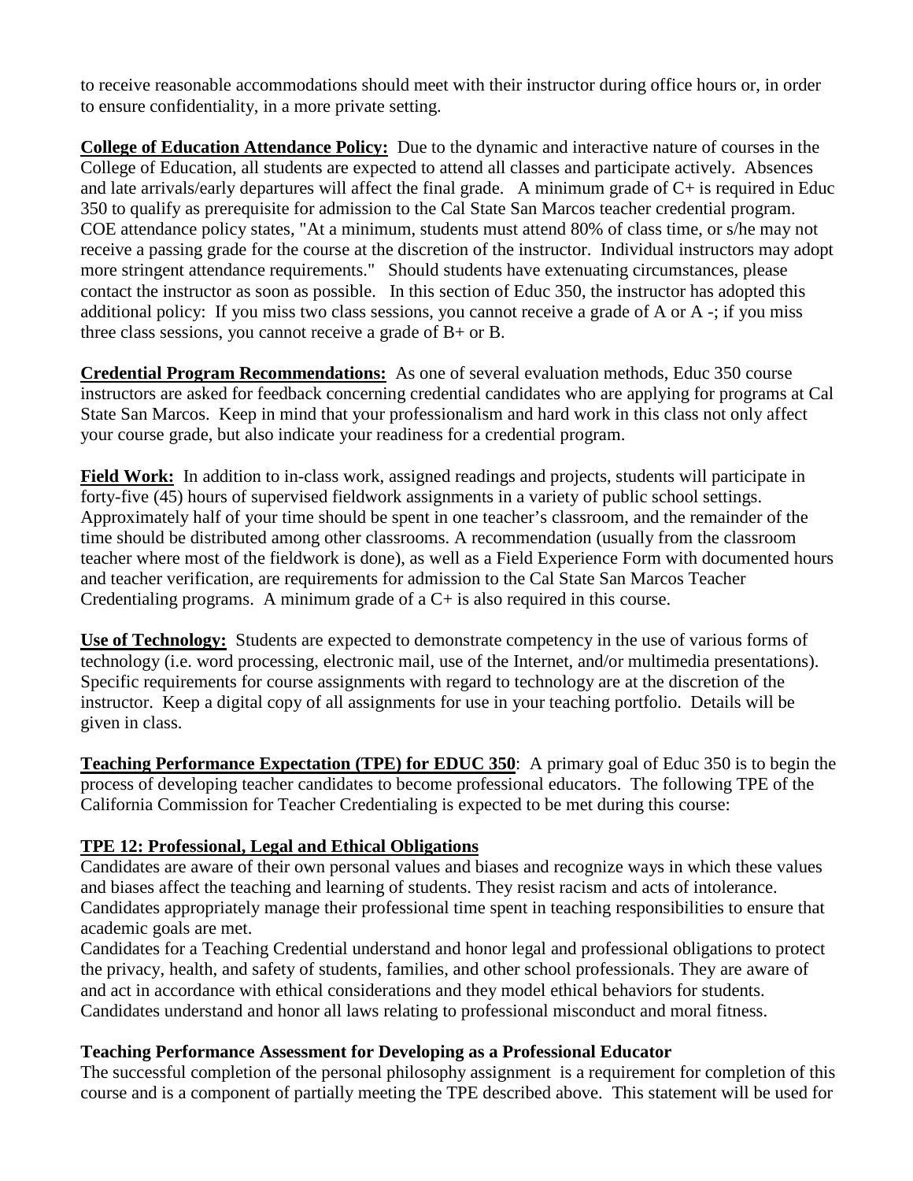to receive reasonable accommodations should meet with their instructor during office hours or, in order to ensure confidentiality, in a more private setting.

**College of Education Attendance Policy:** Due to the dynamic and interactive nature of courses in the College of Education, all students are expected to attend all classes and participate actively. Absences and late arrivals/early departures will affect the final grade. A minimum grade of C+ is required in Educ 350 to qualify as prerequisite for admission to the Cal State San Marcos teacher credential program. COE attendance policy states, "At a minimum, students must attend 80% of class time, or s/he may not receive a passing grade for the course at the discretion of the instructor. Individual instructors may adopt more stringent attendance requirements." Should students have extenuating circumstances, please contact the instructor as soon as possible. In this section of Educ 350, the instructor has adopted this additional policy: If you miss two class sessions, you cannot receive a grade of A or A -; if you miss three class sessions, you cannot receive a grade of B+ or B.

**Credential Program Recommendations:** As one of several evaluation methods, Educ 350 course instructors are asked for feedback concerning credential candidates who are applying for programs at Cal State San Marcos. Keep in mind that your professionalism and hard work in this class not only affect your course grade, but also indicate your readiness for a credential program.

**Field Work:** In addition to in-class work, assigned readings and projects, students will participate in forty-five (45) hours of supervised fieldwork assignments in a variety of public school settings. Approximately half of your time should be spent in one teacher's classroom, and the remainder of the time should be distributed among other classrooms. A recommendation (usually from the classroom teacher where most of the fieldwork is done), as well as a Field Experience Form with documented hours and teacher verification, are requirements for admission to the Cal State San Marcos Teacher Credentialing programs. A minimum grade of a C+ is also required in this course.

**Use of Technology:** Students are expected to demonstrate competency in the use of various forms of technology (i.e. word processing, electronic mail, use of the Internet, and/or multimedia presentations). Specific requirements for course assignments with regard to technology are at the discretion of the instructor. Keep a digital copy of all assignments for use in your teaching portfolio. Details will be given in class.

**Teaching Performance Expectation (TPE) for EDUC 350**: A primary goal of Educ 350 is to begin the process of developing teacher candidates to become professional educators. The following TPE of the California Commission for Teacher Credentialing is expected to be met during this course:

**TPE 12: Professional, Legal and Ethical Obligations**

Candidates are aware of their own personal values and biases and recognize ways in which these values and biases affect the teaching and learning of students. They resist racism and acts of intolerance. Candidates appropriately manage their professional time spent in teaching responsibilities to ensure that academic goals are met.

Candidates for a Teaching Credential understand and honor legal and professional obligations to protect the privacy, health, and safety of students, families, and other school professionals. They are aware of and act in accordance with ethical considerations and they model ethical behaviors for students. Candidates understand and honor all laws relating to professional misconduct and moral fitness.

**Teaching Performance Assessment for Developing as a Professional Educator**

The successful completion of the personal philosophy assignment is a requirement for completion of this course and is a component of partially meeting the TPE described above. This statement will be used for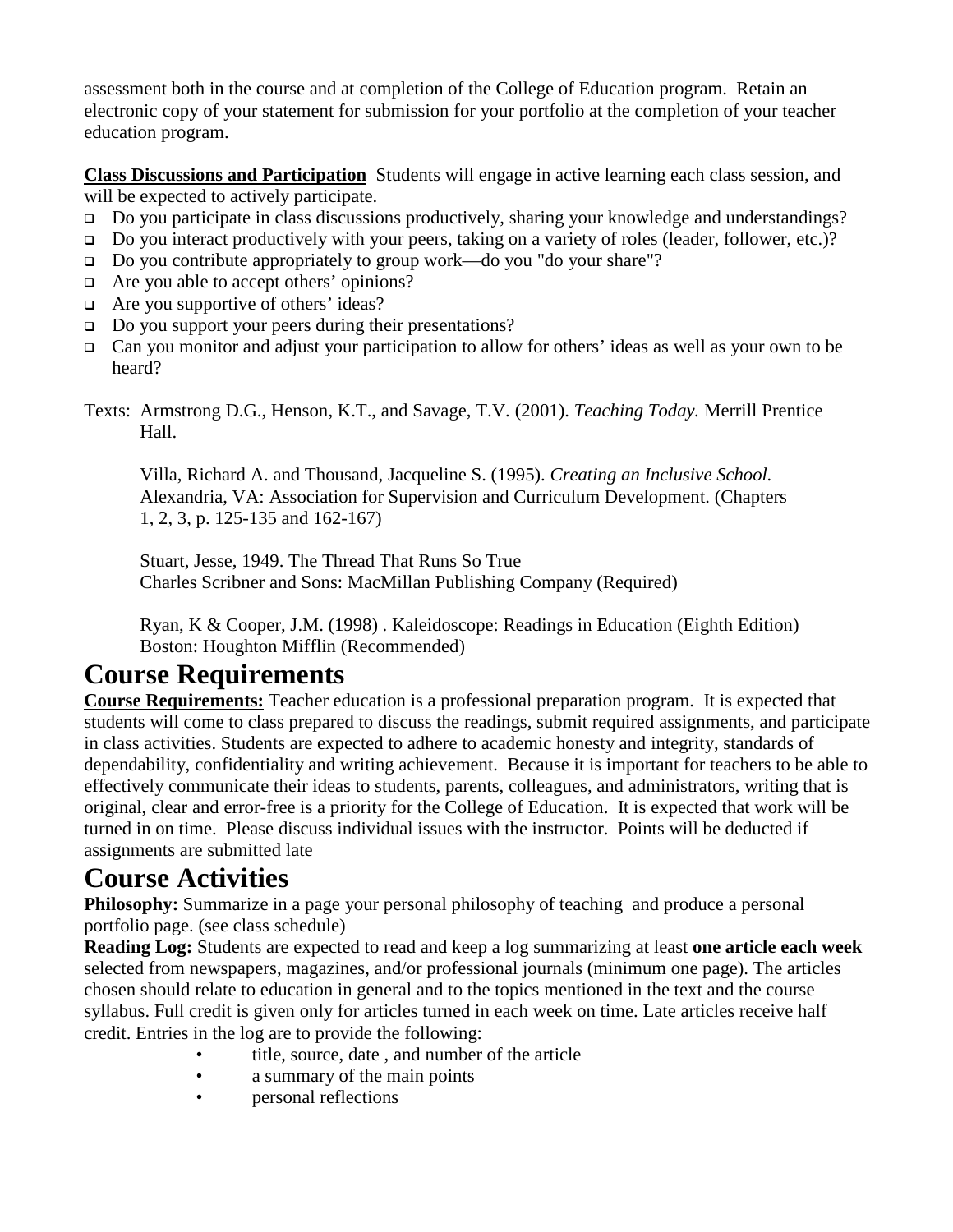assessment both in the course and at completion of the College of Education program. Retain an electronic copy of your statement for submission for your portfolio at the completion of your teacher education program.

**Class Discussions and Participation** Students will engage in active learning each class session, and will be expected to actively participate.

- Do you participate in class discussions productively, sharing your knowledge and understandings?
- Do you interact productively with your peers, taking on a variety of roles (leader, follower, etc.)?
- Do you contribute appropriately to group work—do you "do your share"?
- Are you able to accept others' opinions?
- Are you supportive of others' ideas?
- Do you support your peers during their presentations?
- Can you monitor and adjust your participation to allow for others' ideas as well as your own to be heard?

Texts: Armstrong D.G., Henson, K.T., and Savage, T.V. (2001). *Teaching Today.* Merrill Prentice Hall.

Villa, Richard A. and Thousand, Jacqueline S. (1995). *Creating an Inclusive School.* Alexandria, VA: Association for Supervision and Curriculum Development. (Chapters 1, 2, 3, p. 125-135 and 162-167)

Stuart, Jesse, 1949. The Thread That Runs So True
Charles Scribner and Sons: MacMillan Publishing Company (Required)

Ryan, K & Cooper, J.M. (1998) . Kaleidoscope: Readings in Education (Eighth Edition) Boston: Houghton Mifflin (Recommended)

# Course Requirements

**Course Requirements:** Teacher education is a professional preparation program. It is expected that students will come to class prepared to discuss the readings, submit required assignments, and participate in class activities. Students are expected to adhere to academic honesty and integrity, standards of dependability, confidentiality and writing achievement. Because it is important for teachers to be able to effectively communicate their ideas to students, parents, colleagues, and administrators, writing that is original, clear and error-free is a priority for the College of Education. It is expected that work will be turned in on time. Please discuss individual issues with the instructor. Points will be deducted if assignments are submitted late

# Course Activities

**Philosophy:** Summarize in a page your personal philosophy of teaching and produce a personal portfolio page. (see class schedule)

**Reading Log:** Students are expected to read and keep a log summarizing at least **one article each week** selected from newspapers, magazines, and/or professional journals (minimum one page). The articles chosen should relate to education in general and to the topics mentioned in the text and the course syllabus. Full credit is given only for articles turned in each week on time. Late articles receive half credit. Entries in the log are to provide the following:

- title, source, date , and number of the article
- a summary of the main points
- personal reflections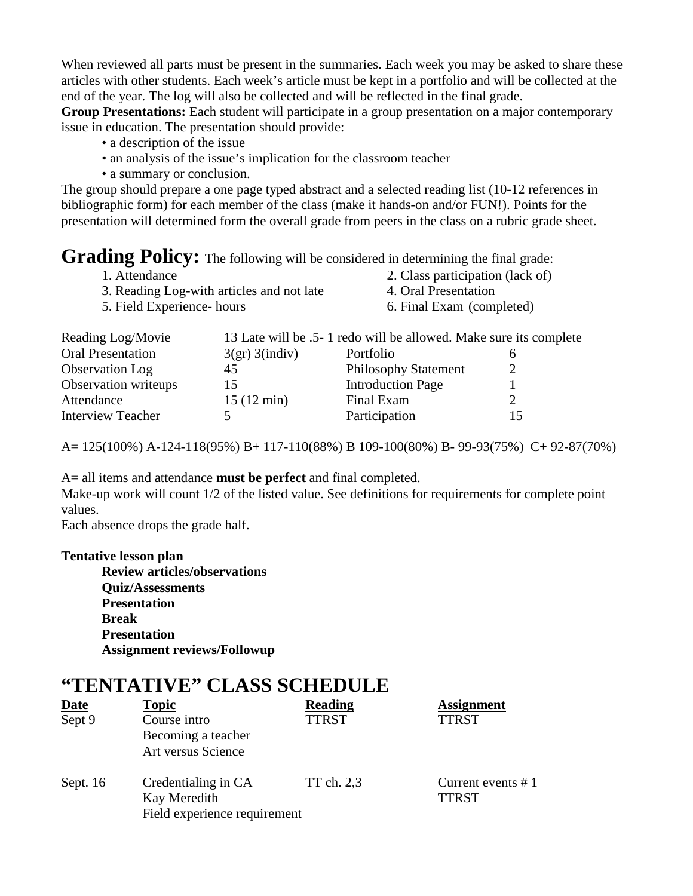When reviewed all parts must be present in the summaries. Each week you may be asked to share these articles with other students. Each week's article must be kept in a portfolio and will be collected at the end of the year. The log will also be collected and will be reflected in the final grade.

**Group Presentations:** Each student will participate in a group presentation on a major contemporary issue in education. The presentation should provide:

- a description of the issue
- an analysis of the issue's implication for the classroom teacher
- a summary or conclusion.

The group should prepare a one page typed abstract and a selected reading list (10-12 references in bibliographic form) for each member of the class (make it hands-on and/or FUN!). Points for the presentation will determined form the overall grade from peers in the class on a rubric grade sheet.

## Grading Policy: The following will be considered in determining the final grade:

1. Attendance
2. Class participation (lack of)
3. Reading Log-with articles and not late
4. Oral Presentation
5. Field Experience- hours
6. Final Exam (completed)

| Reading Log/Movie | 13 Late will be .5- 1 redo will be allowed. Make sure its complete | | |
|---|---|---|---|
| Oral Presentation | 3(gr) 3(indiv) | Portfolio | 6 |
| Observation Log | 45 | Philosophy Statement | 2 |
| Observation writeups | 15 | Introduction Page | 1 |
| Attendance | 15 (12 min) | Final Exam | 2 |
| Interview Teacher | 5 | Participation | 15 |

A= 125(100%) A-124-118(95%) B+ 117-110(88%) B 109-100(80%) B- 99-93(75%) C+ 92-87(70%)

A= all items and attendance **must be perfect** and final completed.
Make-up work will count 1/2 of the listed value. See definitions for requirements for complete point values.
Each absence drops the grade half.

**Tentative lesson plan**

**Review articles/observations**
**Quiz/Assessments**
**Presentation**
**Break**
**Presentation**
**Assignment reviews/Followup**

# "TENTATIVE" CLASS SCHEDULE

| Date | Topic | Reading | Assignment |
|---|---|---|---|
| Sept 9 | Course intro<br>Becoming a teacher<br>Art versus Science | TTRST | TTRST |
| Sept. 16 | Credentialing in CA<br>Kay Meredith<br>Field experience requirement | TT ch. 2,3 | Current events # 1<br>TTRST |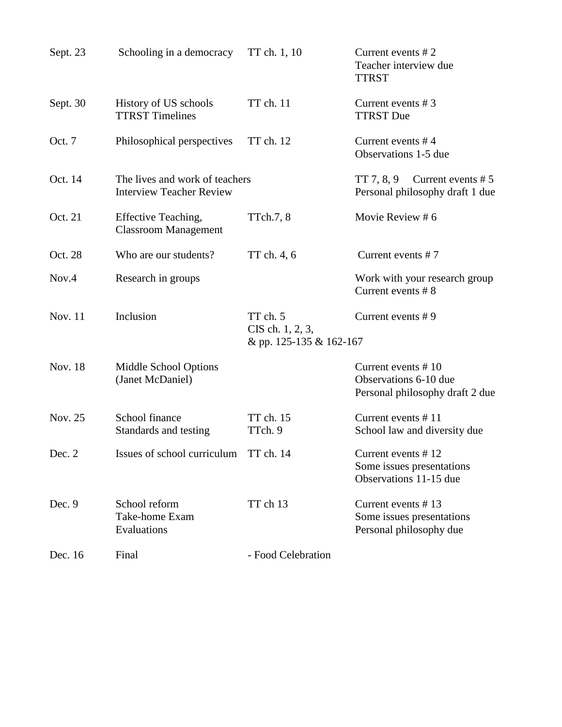| | | | |
|---|---|---|---|
| Sept. 23 | Schooling in a democracy | TT ch. 1, 10 | Current events # 2<br>Teacher interview due<br>TTRST |
| Sept. 30 | History of US schools<br>TTRST Timelines | TT ch. 11 | Current events # 3<br>TTRST Due |
| Oct. 7 | Philosophical perspectives | TT ch. 12 | Current events # 4<br>Observations 1-5 due |
| Oct. 14 | The lives and work of teachers<br>Interview Teacher Review | | TT 7, 8, 9 Current events # 5<br>Personal philosophy draft 1 due |
| Oct. 21 | Effective Teaching,<br>Classroom Management | TTch.7, 8 | Movie Review # 6 |
| Oct. 28 | Who are our students? | TT ch. 4, 6 | Current events # 7 |
| Nov.4 | Research in groups | | Work with your research group<br>Current events # 8 |
| Nov. 11 | Inclusion | TT ch. 5<br>CIS ch. 1, 2, 3,<br>& pp. 125-135 & 162-167 | Current events # 9 |
| Nov. 18 | Middle School Options<br>(Janet McDaniel) | | Current events # 10<br>Observations 6-10 due<br>Personal philosophy draft 2 due |
| Nov. 25 | School finance<br>Standards and testing | TT ch. 15<br>TTch. 9 | Current events # 11<br>School law and diversity due |
| Dec. 2 | Issues of school curriculum | TT ch. 14 | Current events # 12<br>Some issues presentations<br>Observations 11-15 due |
| Dec. 9 | School reform<br>Take-home Exam<br>Evaluations | TT ch 13 | Current events # 13<br>Some issues presentations<br>Personal philosophy due |
| Dec. 16 | Final | - Food Celebration | |